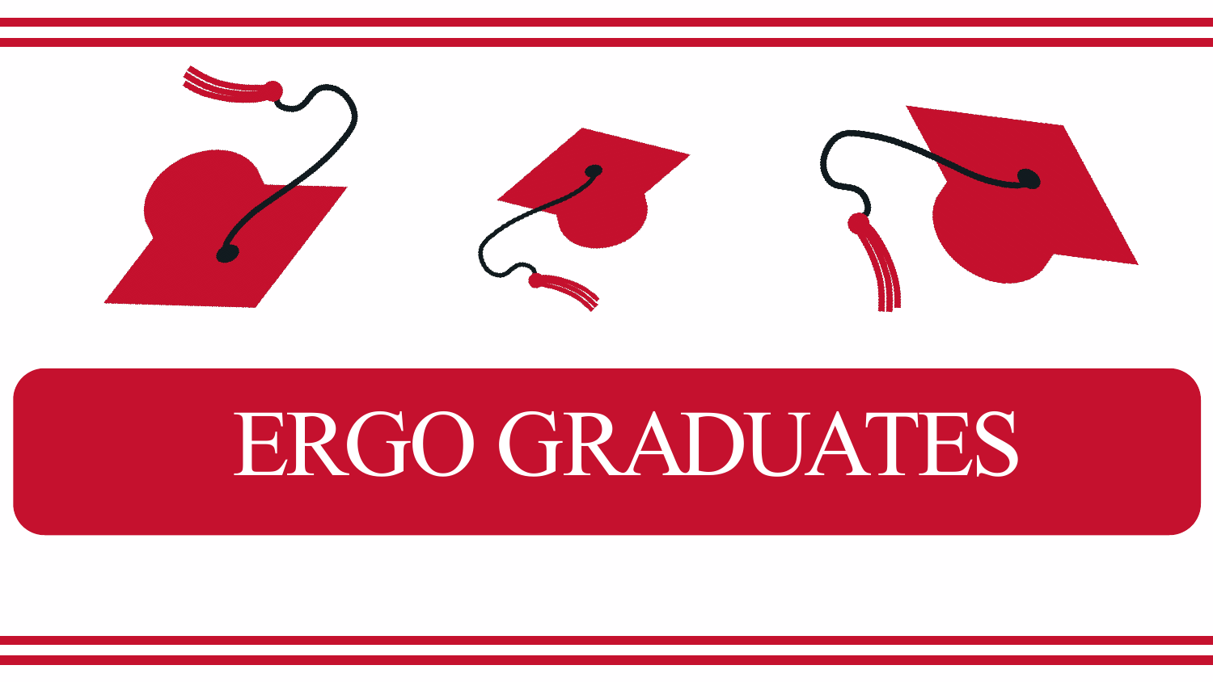# ERGO GRADUATES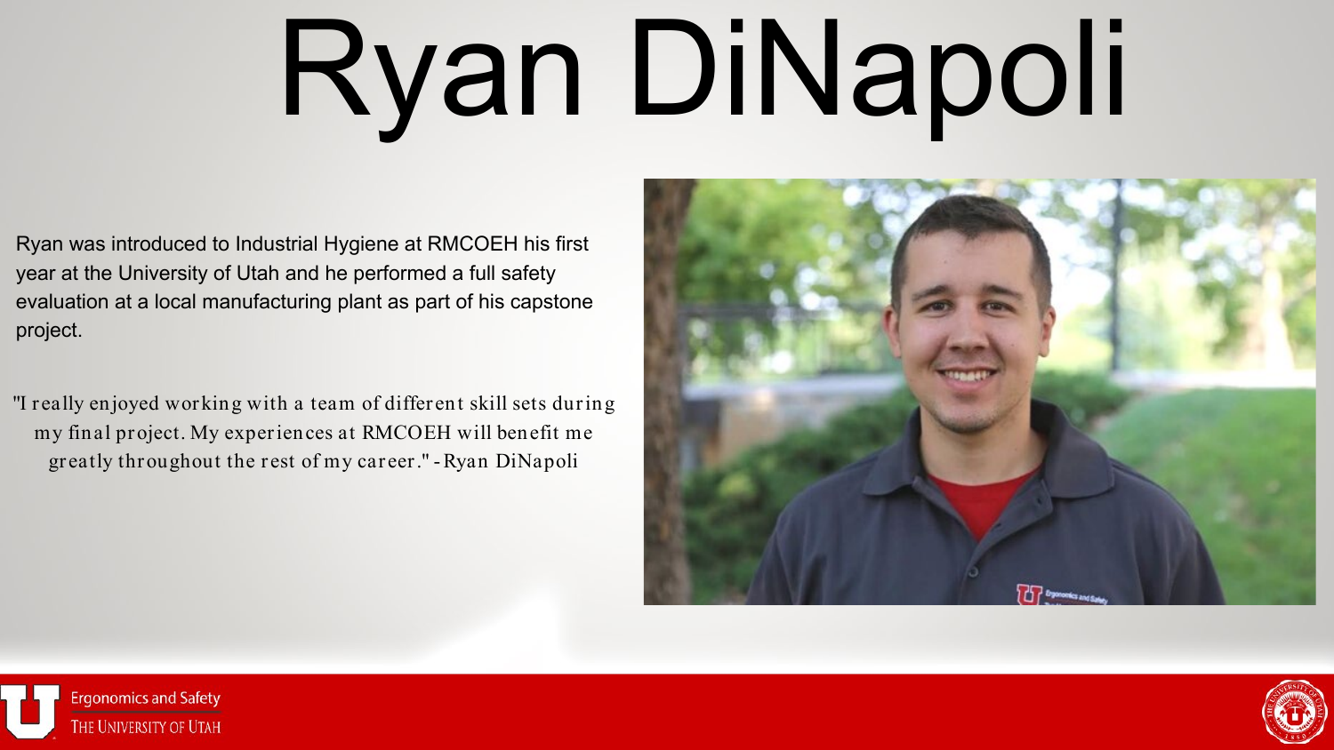# Ryan DiNapoli

Ryan was introduced to Industrial Hygiene at RMCOEH his first year at the University of Utah and he performed a full safety evaluation at a local manufacturing plant as part of his capstone project.

"I really enjoyed working with a team of different skill sets during my final project. My experiences at RMCOEH will benefit me greatly throughout the rest of my career." - Ryan DiNapoli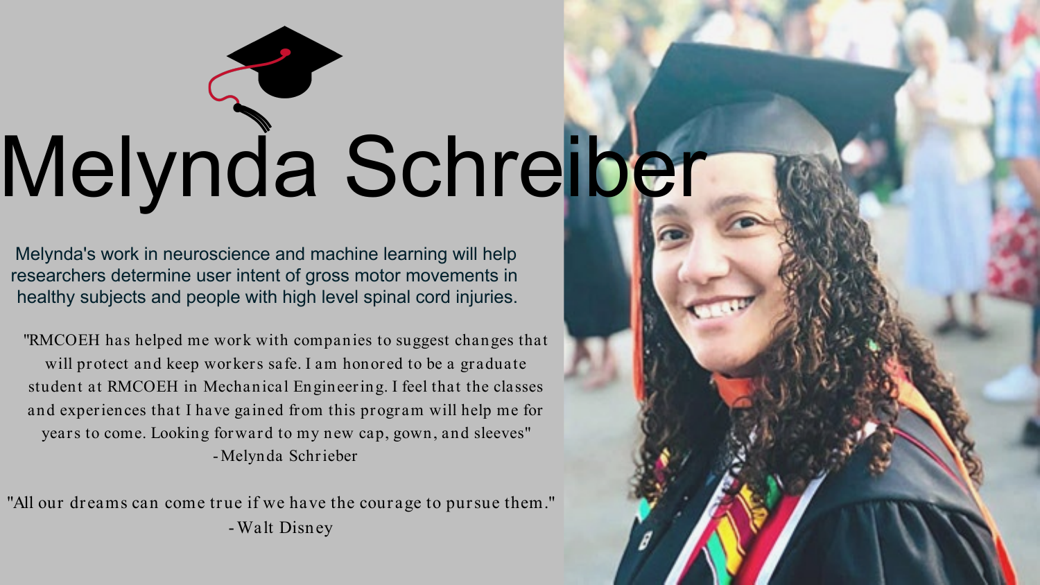# Melynda Schreiber

Melynda's work in neuroscience and machine learning will help researchers determine user intent of gross motor movements in healthy subjects and people with high level spinal cord injuries.

"RMCOEH has helped me work with companies to suggest changes that will protect and keep workers safe. I am honored to be a graduate student at RMCOEH in Mechanical Engineering. I feel that the classes and experiences that I have gained from this program will help me for years to come. Looking forward to my new cap, gown, and sleeves"
-Melynda Schrieber

"All our dreams can come true if we have the courage to pursue them."
-Walt Disney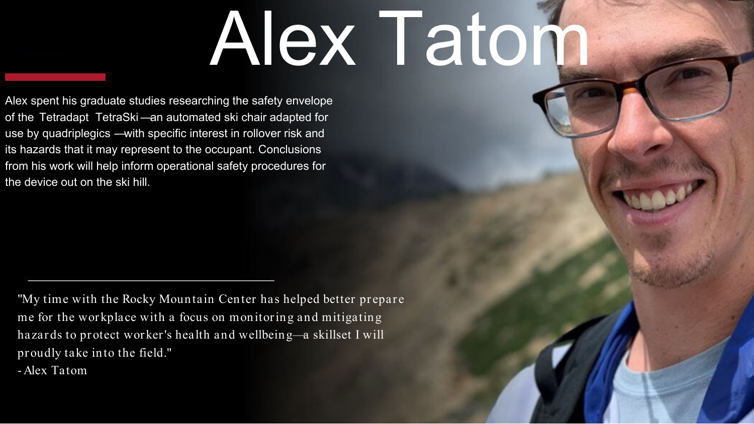# Alex Tatom

Alex spent his graduate studies researching the safety envelope of the Tetradapt TetraSki—an automated ski chair adapted for use by quadriplegics—with specific interest in rollover risk and its hazards that it may represent to the occupant. Conclusions from his work will help inform operational safety procedures for the device out on the ski hill.

---

"My time with the Rocky Mountain Center has helped better prepare me for the workplace with a focus on monitoring and mitigating hazards to protect worker's health and wellbeing—a skillset I will proudly take into the field."

- Alex Tatom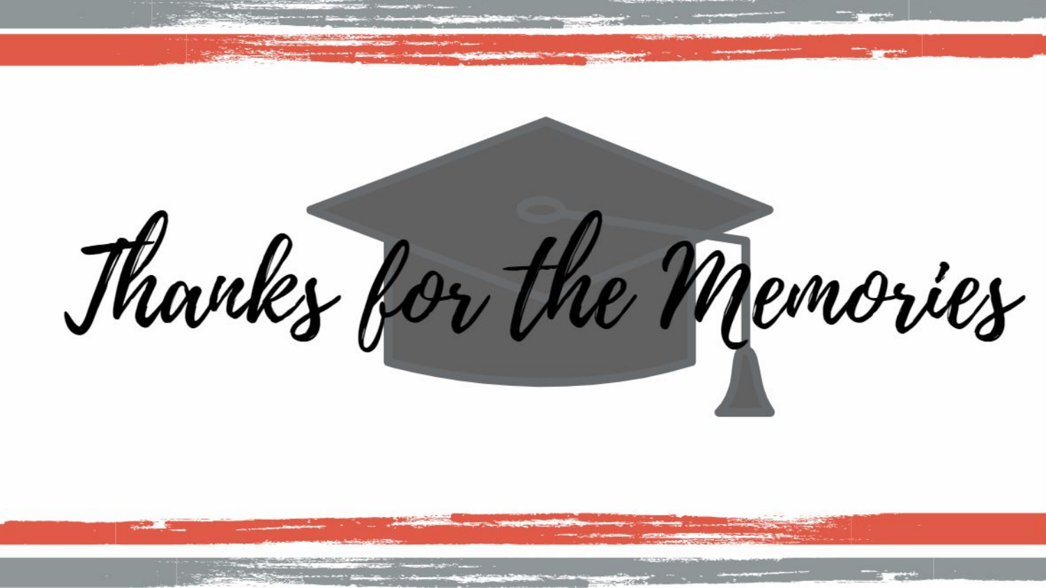# Thanks for the Memories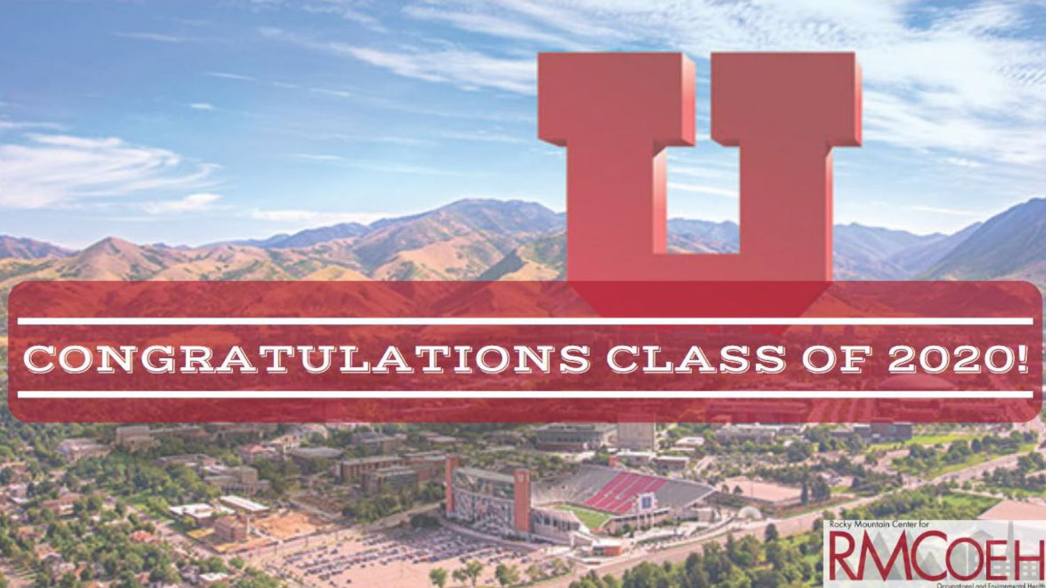# CONGRATULATIONS CLASS OF 2020!

Rocky Mountain Center for Occupational and Environmental Health

RMCOEH